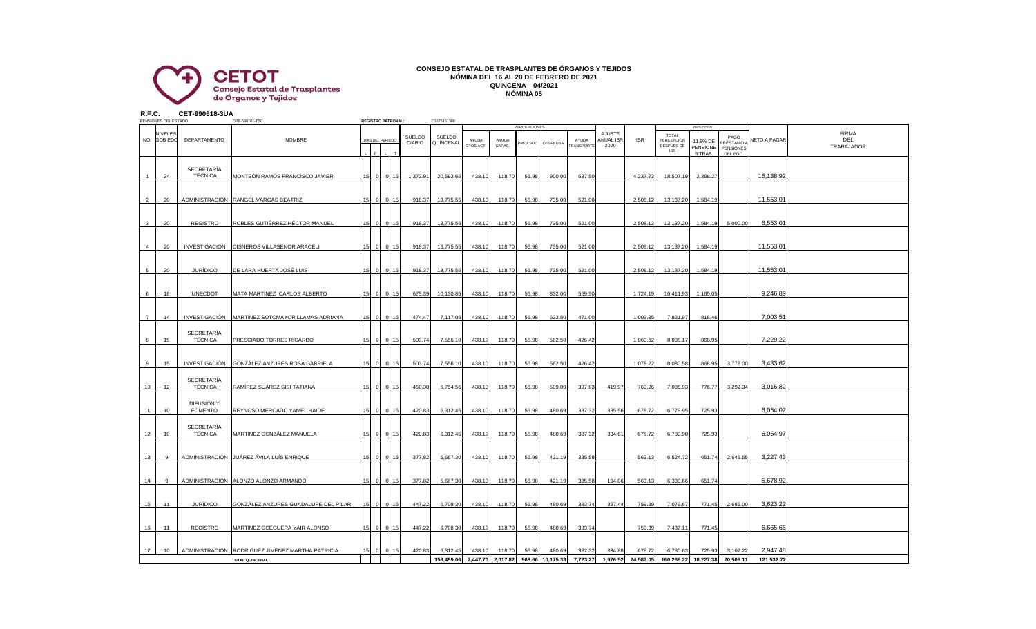**CETOT**
Consejo Estatal de Trasplantes de Órganos y Tejidos

# CONSEJO ESTATAL DE TRASPLANTES DE ÓRGANOS Y TEJIDOS
## NÓMINA DEL 16 AL 28 DE FEBRERO DE 2021
## QUINCENA 04/2021
## NÓMINA 05

**R.F.C.** CET-990618-3UA

PENSIONES DEL ESTADO DPE-540101-TS0 **REGISTRO PATRONAL:** C1675161388

| NO. | NIVELES GOB EDO | DEPARTAMENTO | NOMBRE | DÍAS DEL PERIODO L | F | L | T | SUELDO DIARIO | SUELDO QUINCENAL | PERCEPCIONES AYUDA GTOS ACT. | AYUDA CAPAC. | PREV SOC | DESPENSA | AYUDA TRANSPORTE | AJUSTE ANUAL ISR 2020 | ISR | DEDUCCIÓN TOTAL PERCEPCIÓN DESPUES DE ISR | 11.5% DE PENSIONES TRAB. | PAGO PRÉSTAMO A PENSIONES DEL EDO. | NETO A PAGAR | FIRMA DEL TRABAJADOR |
|---|---|---|---|---|---|---|---|---|---|---|---|---|---|---|---|---|---|---|---|---|---|
| 1 | 24 | SECRETARÍA TÉCNICA | MONTEÓN RAMOS FRANCISCO JAVIER | 15 | 0 | 0 | 15 | 1,372.91 | 20,593.65 | 438.10 | 118.70 | 56.98 | 900.00 | 637.50 | | 4,237.73 | 18,507.19 | 2,368.27 | | 16,138.92 | |
| 2 | 20 | ADMINISTRACIÓN | RANGEL VARGAS BEATRIZ | 15 | 0 | 0 | 15 | 918.37 | 13,775.55 | 438.10 | 118.70 | 56.98 | 735.00 | 521.00 | | 2,508.12 | 13,137.20 | 1,584.19 | | 11,553.01 | |
| 3 | 20 | REGISTRO | ROBLES GUTIÉRREZ HÉCTOR MANUEL | 15 | 0 | 0 | 15 | 918.37 | 13,775.55 | 438.10 | 118.70 | 56.98 | 735.00 | 521.00 | | 2,508.12 | 13,137.20 | 1,584.19 | 5,000.00 | 6,553.01 | |
| 4 | 20 | INVESTIGACIÓN | CISNEROS VILLASEÑOR ARACELI | 15 | 0 | 0 | 15 | 918.37 | 13,775.55 | 438.10 | 118.70 | 56.98 | 735.00 | 521.00 | | 2,508.12 | 13,137.20 | 1,584.19 | | 11,553.01 | |
| 5 | 20 | JURÍDICO | DE LARA HUERTA JOSÉ LUIS | 15 | 0 | 0 | 15 | 918.37 | 13,775.55 | 438.10 | 118.70 | 56.98 | 735.00 | 521.00 | | 2,508.12 | 13,137.20 | 1,584.19 | | 11,553.01 | |
| 6 | 18 | UNECDOT | MATA MARTINEZ CARLOS ALBERTO | 15 | 0 | 0 | 15 | 675.39 | 10,130.85 | 438.10 | 118.70 | 56.98 | 832.00 | 559.50 | | 1,724.19 | 10,411.93 | 1,165.05 | | 9,246.89 | |
| 7 | 14 | INVESTIGACIÓN | MARTÍNEZ SOTOMAYOR LLAMAS ADRIANA | 15 | 0 | 0 | 15 | 474.47 | 7,117.05 | 438.10 | 118.70 | 56.98 | 623.50 | 471.00 | | 1,003.35 | 7,821.97 | 818.46 | | 7,003.51 | |
| 8 | 15 | SECRETARÍA TÉCNICA | PRESCIADO TORRES RICARDO | 15 | 0 | 0 | 15 | 503.74 | 7,556.10 | 438.10 | 118.70 | 56.98 | 562.50 | 426.42 | | 1,060.62 | 8,098.17 | 868.95 | | 7,229.22 | |
| 9 | 15 | INVESTIGACIÓN | GONZÁLEZ ANZURES ROSA GABRIELA | 15 | 0 | 0 | 15 | 503.74 | 7,556.10 | 438.10 | 118.70 | 56.98 | 562.50 | 426.42 | | 1,078.22 | 8,080.58 | 868.95 | 3,778.00 | 3,433.62 | |
| 10 | 12 | SECRETARÍA TÉCNICA | RAMÍREZ SUÁREZ SISI TATIANA | 15 | 0 | 0 | 15 | 450.30 | 6,754.56 | 438.10 | 118.70 | 56.98 | 509.00 | 397.83 | 419.97 | 769.26 | 7,085.93 | 776.77 | 3,292.34 | 3,016.82 | |
| 11 | 10 | DIFUSIÓN Y FOMENTO | REYNOSO MERCADO YAMEL HAIDE | 15 | 0 | 0 | 15 | 420.83 | 6,312.45 | 438.10 | 118.70 | 56.98 | 480.69 | 387.32 | 335.56 | 678.72 | 6,779.95 | 725.93 | | 6,054.02 | |
| 12 | 10 | SECRETARÍA TÉCNICA | MARTÍNEZ GONZÁLEZ MANUELA | 15 | 0 | 0 | 15 | 420.83 | 6,312.45 | 438.10 | 118.70 | 56.98 | 480.69 | 387.32 | 334.61 | 678.72 | 6,780.90 | 725.93 | | 6,054.97 | |
| 13 | 9 | ADMINISTRACIÓN | JUÁREZ ÁVILA LUÍS ENRIQUE | 15 | 0 | 0 | 15 | 377.82 | 5,667.30 | 438.10 | 118.70 | 56.98 | 421.19 | 385.58 | | 563.13 | 6,524.72 | 651.74 | 2,645.55 | 3,227.43 | |
| 14 | 9 | ADMINISTRACIÓN | ALONZO ALONZO ARMANDO | 15 | 0 | 0 | 15 | 377.82 | 5,667.30 | 438.10 | 118.70 | 56.98 | 421.19 | 385.58 | 194.06 | 563.13 | 6,330.66 | 651.74 | | 5,678.92 | |
| 15 | 11 | JURÍDICO | GONZÁLEZ ANZURES GUADALUPE DEL PILAR | 15 | 0 | 0 | 15 | 447.22 | 6,708.30 | 438.10 | 118.70 | 56.98 | 480.69 | 393.74 | 357.44 | 759.39 | 7,079.67 | 771.45 | 2,685.00 | 3,623.22 | |
| 16 | 11 | REGISTRO | MARTÍNEZ OCEGUERA YAIR ALONSO | 15 | 0 | 0 | 15 | 447.22 | 6,708.30 | 438.10 | 118.70 | 56.98 | 480.69 | 393.74 | | 759.39 | 7,437.11 | 771.45 | | 6,665.66 | |
| 17 | 10 | ADMINISTRACIÓN | RODRÍGUEZ JIMÉNEZ MARTHA PATRICIA | 15 | 0 | 0 | 15 | 420.83 | 6,312.45 | 438.10 | 118.70 | 56.98 | 480.69 | 387.32 | 334.88 | 678.72 | 6,780.63 | 725.93 | 3,107.22 | 2,947.48 | |
| | | | TOTAL QUINCENAL | | | | | | 158,499.06 | 7,447.70 | 2,017.82 | 968.66 | 10,175.33 | 7,723.27 | 1,976.52 | 24,587.05 | 160,268.22 | 18,227.38 | 20,508.11 | 121,532.72 | |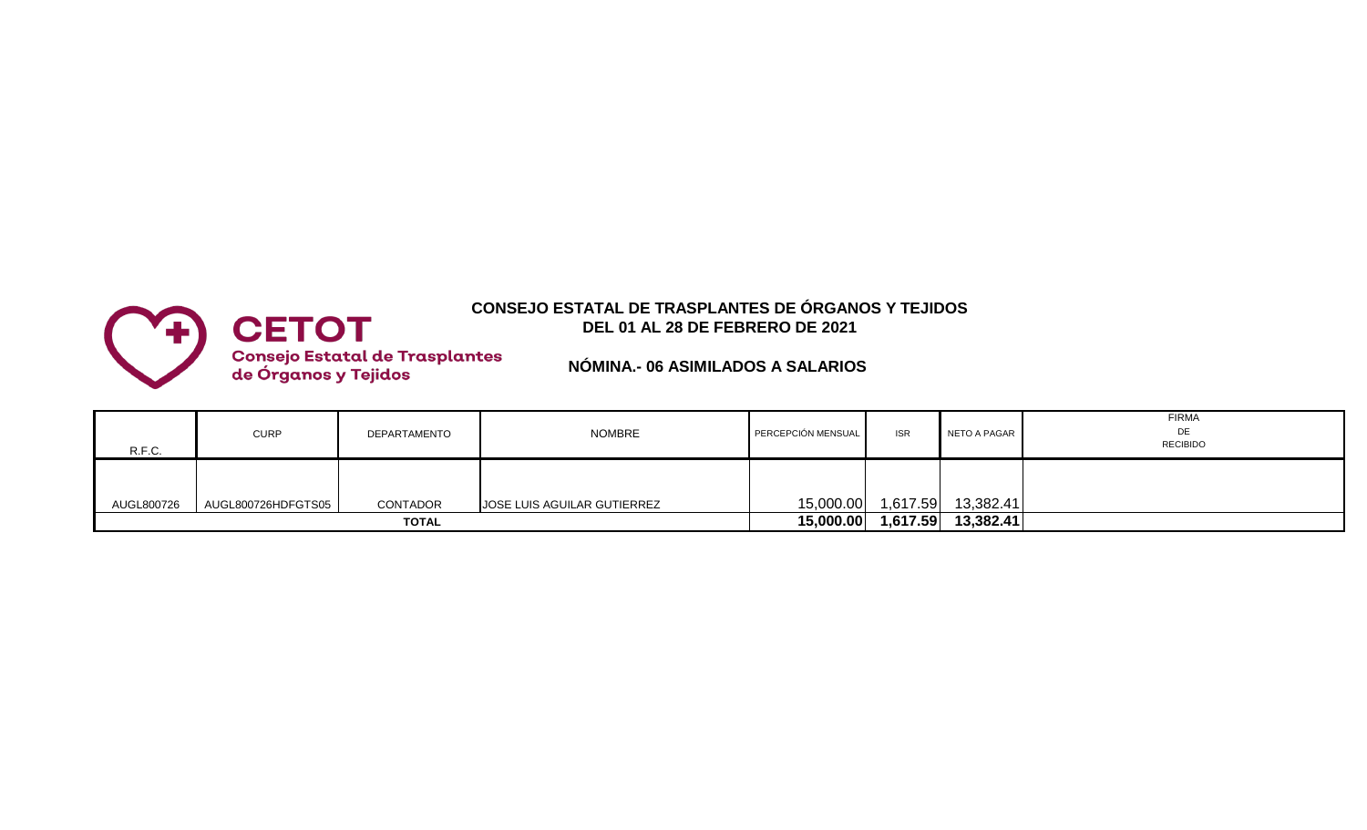CETOT
Consejo Estatal de Trasplantes
de Órganos y Tejidos

**CONSEJO ESTATAL DE TRASPLANTES DE ÓRGANOS Y TEJIDOS**
**DEL 01 AL 28 DE FEBRERO DE 2021**

**NÓMINA.- 06 ASIMILADOS A SALARIOS**

| R.F.C. | CURP | DEPARTAMENTO | NOMBRE | PERCEPCIÓN MENSUAL | ISR | NETO A PAGAR | FIRMA DE RECIBIDO |
|---|---|---|---|---|---|---|---|
| AUGL800726 | AUGL800726HDFGTS05 | CONTADOR | JOSE LUIS AGUILAR GUTIERREZ | 15,000.00 | 1,617.59 | 13,382.41 | |
| | | **TOTAL** | | **15,000.00** | **1,617.59** | **13,382.41** | |